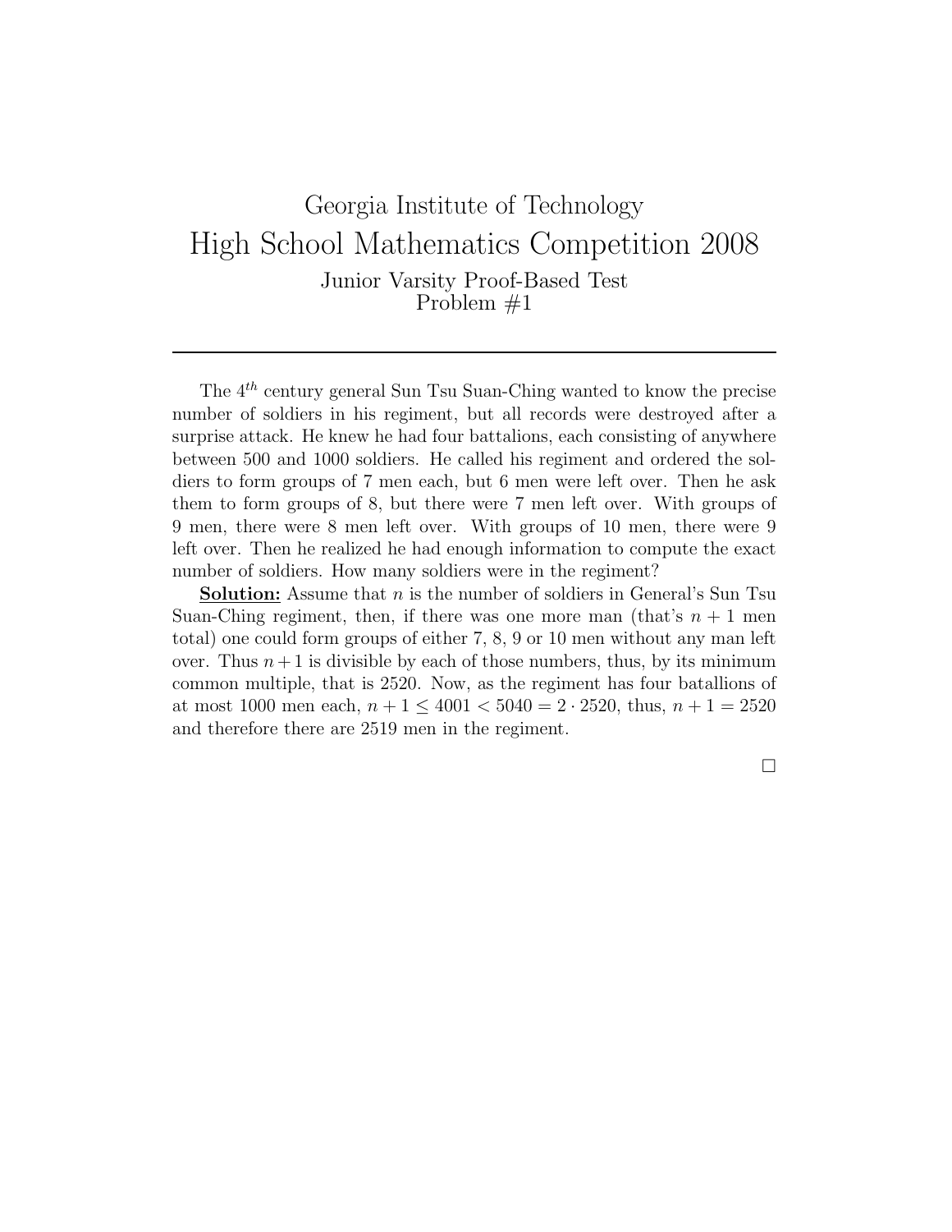# Georgia Institute of Technology

## High School Mathematics Competition 2008

### Junior Varsity Proof-Based Test
### Problem #1

---

The $4^{th}$ century general Sun Tsu Suan-Ching wanted to know the precise number of soldiers in his regiment, but all records were destroyed after a surprise attack. He knew he had four battalions, each consisting of anywhere between 500 and 1000 soldiers. He called his regiment and ordered the soldiers to form groups of 7 men each, but 6 men were left over. Then he ask them to form groups of 8, but there were 7 men left over. With groups of 9 men, there were 8 men left over. With groups of 10 men, there were 9 left over. Then he realized he had enough information to compute the exact number of soldiers. How many soldiers were in the regiment?

**<u>Solution:</u>** Assume that $n$ is the number of soldiers in General's Sun Tsu Suan-Ching regiment, then, if there was one more man (that's $n+1$ men total) one could form groups of either 7, 8, 9 or 10 men without any man left over. Thus $n+1$ is divisible by each of those numbers, thus, by its minimum common multiple, that is 2520. Now, as the regiment has four batallions of at most 1000 men each, $n+1 \leq 4001 < 5040 = 2 \cdot 2520$, thus, $n+1 = 2520$ and therefore there are 2519 men in the regiment.

□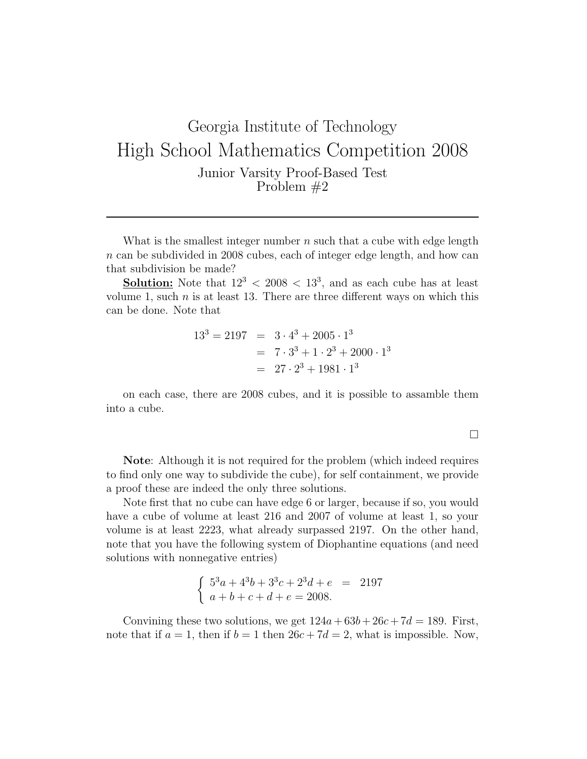# Georgia Institute of Technology

## High School Mathematics Competition 2008

### Junior Varsity Proof-Based Test
### Problem #2

---

What is the smallest integer number $n$ such that a cube with edge length $n$ can be subdivided in 2008 cubes, each of integer edge length, and how can that subdivision be made?

**Solution:** Note that $12^3 < 2008 < 13^3$, and as each cube has at least volume 1, such $n$ is at least 13. There are three different ways on which this can be done. Note that

$$
\begin{aligned}
13^3 = 2197 &= 3 \cdot 4^3 + 2005 \cdot 1^3 \\
&= 7 \cdot 3^3 + 1 \cdot 2^3 + 2000 \cdot 1^3 \\
&= 27 \cdot 2^3 + 1981 \cdot 1^3
\end{aligned}
$$

on each case, there are 2008 cubes, and it is possible to assamble them into a cube.

□

**Note**: Although it is not required for the problem (which indeed requires to find only one way to subdivide the cube), for self containment, we provide a proof these are indeed the only three solutions.

Note first that no cube can have edge 6 or larger, because if so, you would have a cube of volume at least 216 and 2007 of volume at least 1, so your volume is at least 2223, what already surpassed 2197. On the other hand, note that you have the following system of Diophantine equations (and need solutions with nonnegative entries)

$$
\begin{cases}
5^3 a + 4^3 b + 3^3 c + 2^3 d + e = 2197 \\
a + b + c + d + e = 2008.
\end{cases}
$$

Convining these two solutions, we get $124a + 63b + 26c + 7d = 189$. First, note that if $a = 1$, then if $b = 1$ then $26c + 7d = 2$, what is impossible. Now,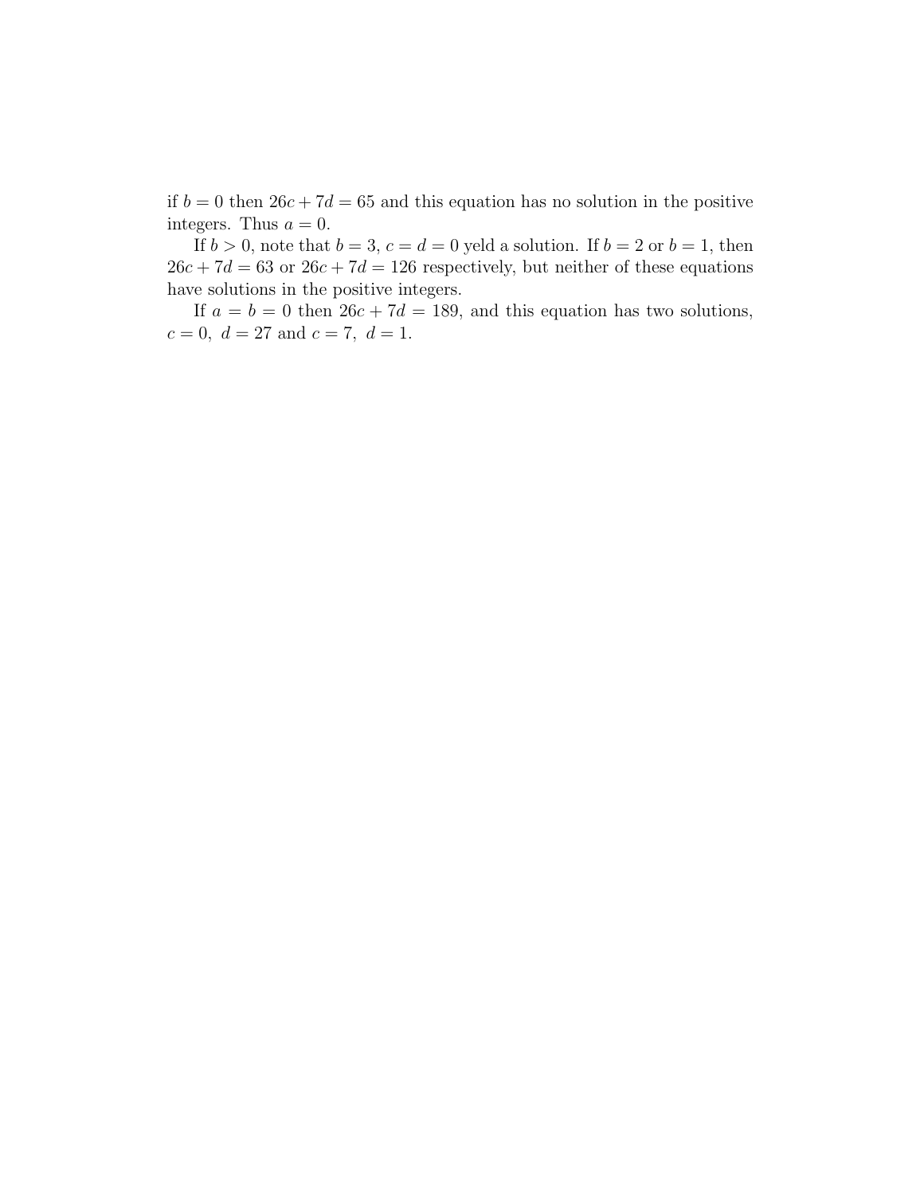if $b = 0$ then $26c + 7d = 65$ and this equation has no solution in the positive integers. Thus $a = 0$.

If $b > 0$, note that $b = 3$, $c = d = 0$ yeld a solution. If $b = 2$ or $b = 1$, then $26c + 7d = 63$ or $26c + 7d = 126$ respectively, but neither of these equations have solutions in the positive integers.

If $a = b = 0$ then $26c + 7d = 189$, and this equation has two solutions, $c = 0,\ d = 27$ and $c = 7,\ d = 1$.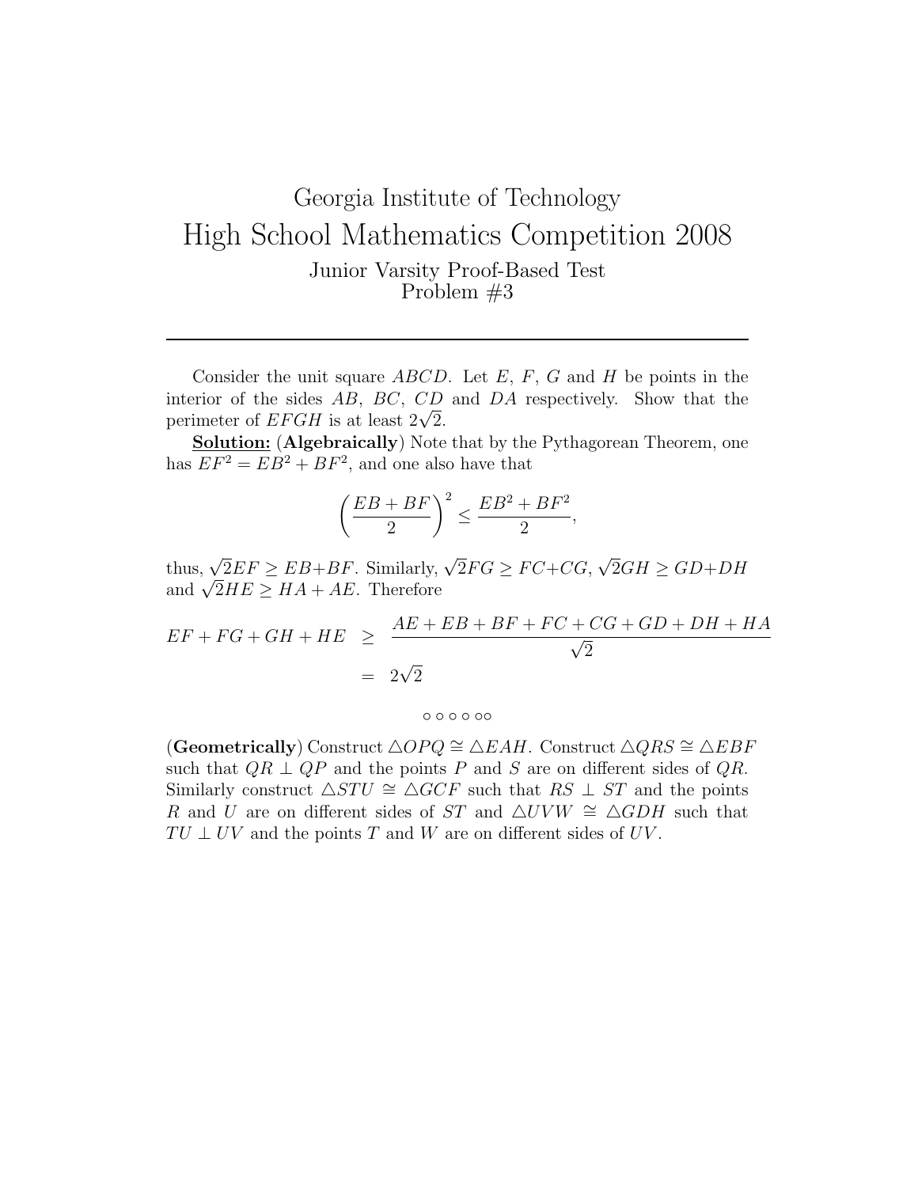# Georgia Institute of Technology

# High School Mathematics Competition 2008

### Junior Varsity Proof-Based Test
### Problem #3

---

Consider the unit square $ABCD$. Let $E$, $F$, $G$ and $H$ be points in the interior of the sides $AB$, $BC$, $CD$ and $DA$ respectively. Show that the perimeter of $EFGH$ is at least $2\sqrt{2}$.

**Solution:** (**Algebraically**) Note that by the Pythagorean Theorem, one has $EF^2 = EB^2 + BF^2$, and one also have that

$$\left(\frac{EB + BF}{2}\right)^2 \leq \frac{EB^2 + BF^2}{2},$$

thus, $\sqrt{2}EF \geq EB+BF$. Similarly, $\sqrt{2}FG \geq FC+CG$, $\sqrt{2}GH \geq GD+DH$ and $\sqrt{2}HE \geq HA + AE$. Therefore

$$\begin{aligned} EF + FG + GH + HE &\geq \frac{AE + EB + BF + FC + CG + GD + DH + HA}{\sqrt{2}} \\ &= 2\sqrt{2} \end{aligned}$$

◦ ◦ ◦ ◦ ◦◦

(**Geometrically**) Construct $\triangle OPQ \cong \triangle EAH$. Construct $\triangle QRS \cong \triangle EBF$ such that $QR \perp QP$ and the points $P$ and $S$ are on different sides of $QR$. Similarly construct $\triangle STU \cong \triangle GCF$ such that $RS \perp ST$ and the points $R$ and $U$ are on different sides of $ST$ and $\triangle UVW \cong \triangle GDH$ such that $TU \perp UV$ and the points $T$ and $W$ are on different sides of $UV$.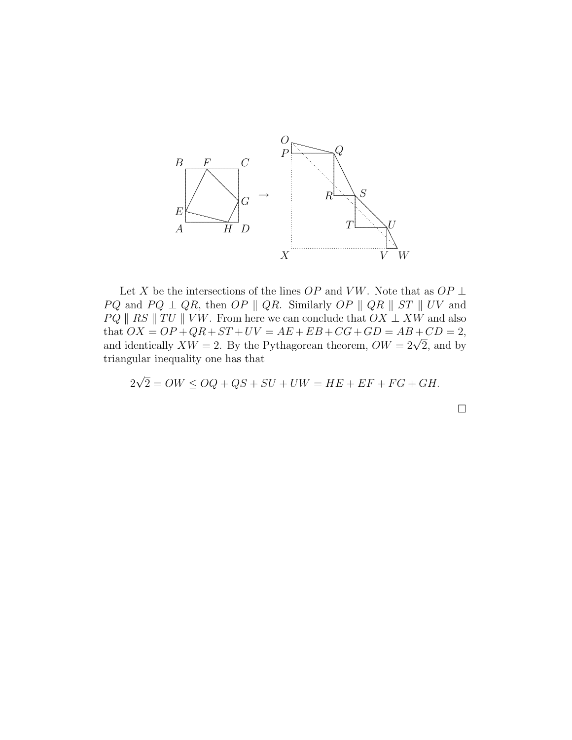Let $X$ be the intersections of the lines $OP$ and $VW$. Note that as $OP \perp PQ$ and $PQ \perp QR$, then $OP \parallel QR$. Similarly $OP \parallel QR \parallel ST \parallel UV$ and $PQ \parallel RS \parallel TU \parallel VW$. From here we can conclude that $OX \perp XW$ and also that $OX = OP + QR + ST + UV = AE + EB + CG + GD = AB + CD = 2$, and identically $XW = 2$. By the Pythagorean theorem, $OW = 2\sqrt{2}$, and by triangular inequality one has that

$$2\sqrt{2} = OW \leq OQ + QS + SU + UW = HE + EF + FG + GH.$$

$\square$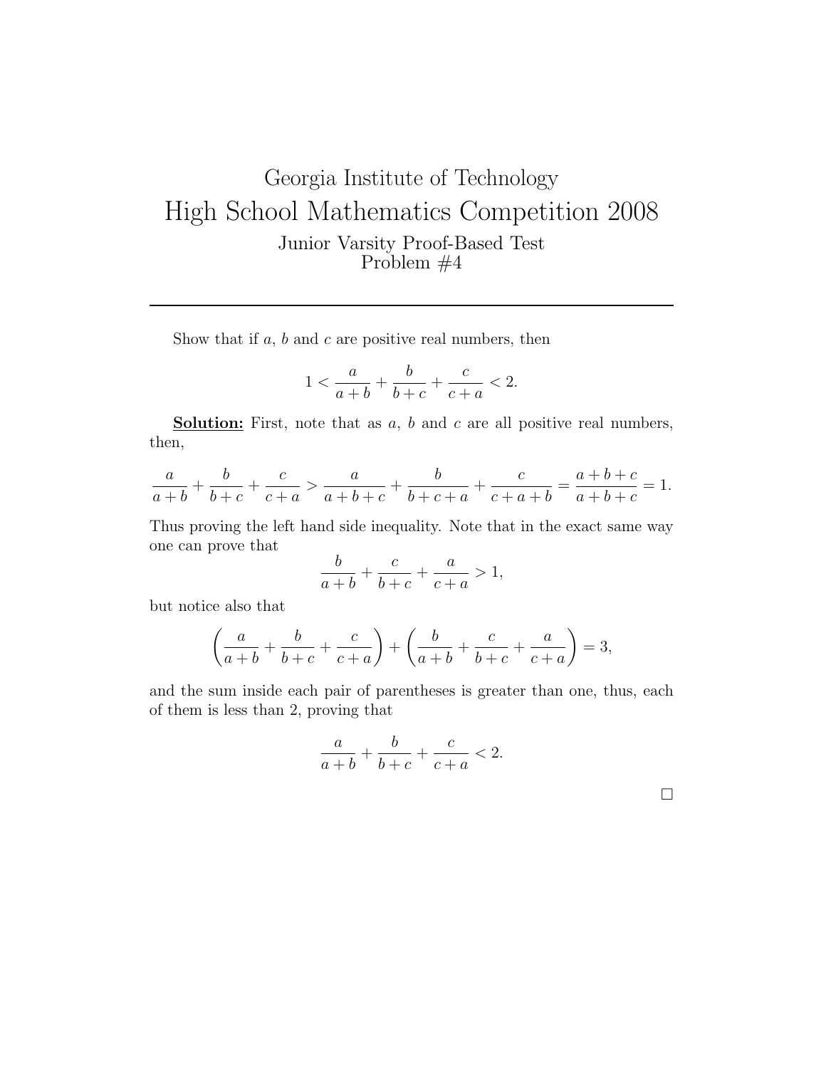# Georgia Institute of Technology

# High School Mathematics Competition 2008

## Junior Varsity Proof-Based Test
## Problem #4

---

Show that if $a$, $b$ and $c$ are positive real numbers, then

$$1 < \frac{a}{a+b} + \frac{b}{b+c} + \frac{c}{c+a} < 2.$$

**Solution:** First, note that as $a$, $b$ and $c$ are all positive real numbers, then,

$$\frac{a}{a+b} + \frac{b}{b+c} + \frac{c}{c+a} > \frac{a}{a+b+c} + \frac{b}{b+c+a} + \frac{c}{c+a+b} = \frac{a+b+c}{a+b+c} = 1.$$

Thus proving the left hand side inequality. Note that in the exact same way one can prove that

$$\frac{b}{a+b} + \frac{c}{b+c} + \frac{a}{c+a} > 1,$$

but notice also that

$$\left(\frac{a}{a+b} + \frac{b}{b+c} + \frac{c}{c+a}\right) + \left(\frac{b}{a+b} + \frac{c}{b+c} + \frac{a}{c+a}\right) = 3,$$

and the sum inside each pair of parentheses is greater than one, thus, each of them is less than 2, proving that

$$\frac{a}{a+b} + \frac{b}{b+c} + \frac{c}{c+a} < 2.$$

□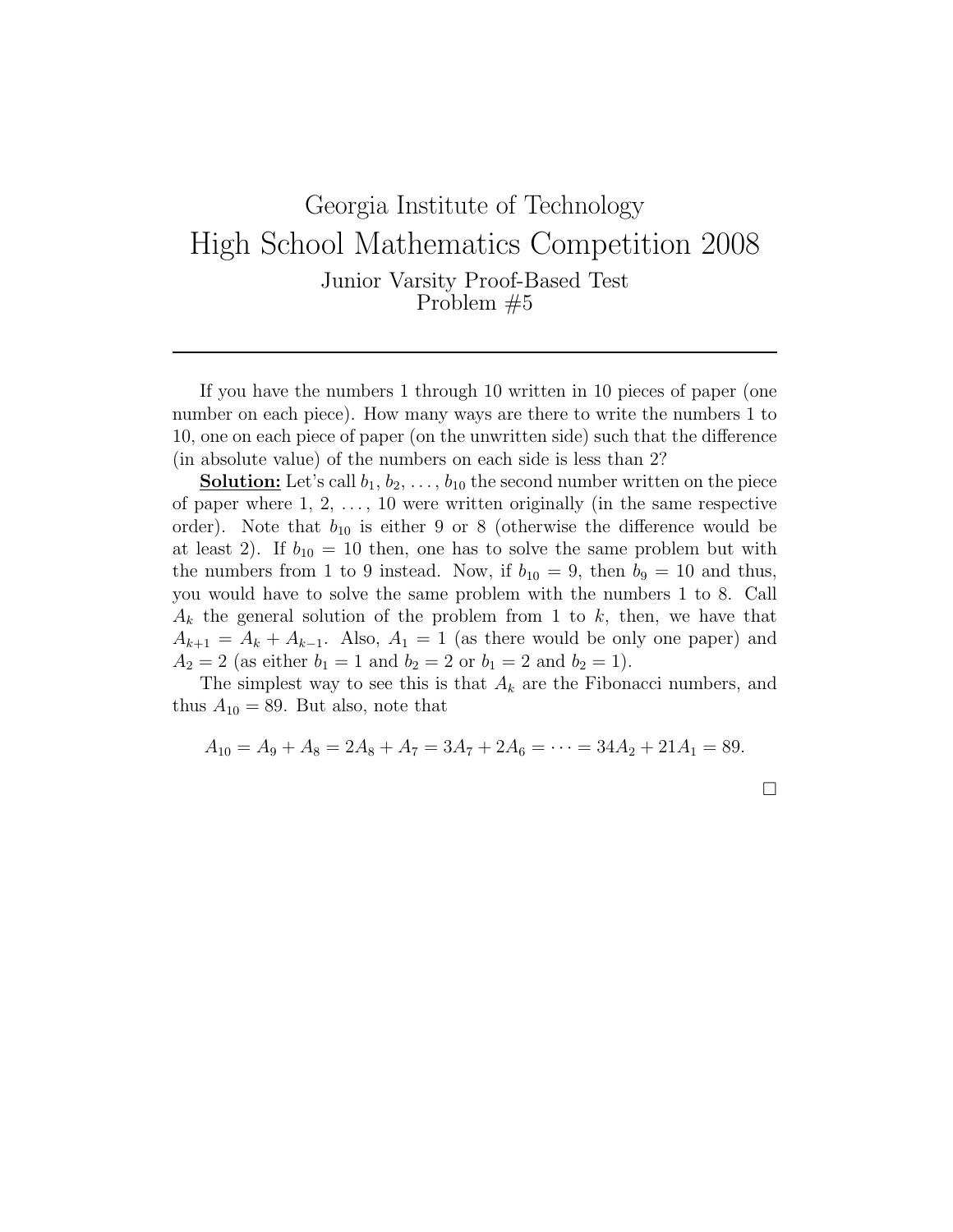# Georgia Institute of Technology

# High School Mathematics Competition 2008

## Junior Varsity Proof-Based Test
## Problem #5

---

If you have the numbers 1 through 10 written in 10 pieces of paper (one number on each piece). How many ways are there to write the numbers 1 to 10, one on each piece of paper (on the unwritten side) such that the difference (in absolute value) of the numbers on each side is less than 2?

**Solution:** Let's call $b_1, b_2, \ldots, b_{10}$ the second number written on the piece of paper where $1, 2, \ldots, 10$ were written originally (in the same respective order). Note that $b_{10}$ is either 9 or 8 (otherwise the difference would be at least 2). If $b_{10} = 10$ then, one has to solve the same problem but with the numbers from 1 to 9 instead. Now, if $b_{10} = 9$, then $b_9 = 10$ and thus, you would have to solve the same problem with the numbers 1 to 8. Call $A_k$ the general solution of the problem from 1 to $k$, then, we have that $A_{k+1} = A_k + A_{k-1}$. Also, $A_1 = 1$ (as there would be only one paper) and $A_2 = 2$ (as either $b_1 = 1$ and $b_2 = 2$ or $b_1 = 2$ and $b_2 = 1$).

The simplest way to see this is that $A_k$ are the Fibonacci numbers, and thus $A_{10} = 89$. But also, note that

$$A_{10} = A_9 + A_8 = 2A_8 + A_7 = 3A_7 + 2A_6 = \cdots = 34A_2 + 21A_1 = 89.$$

□